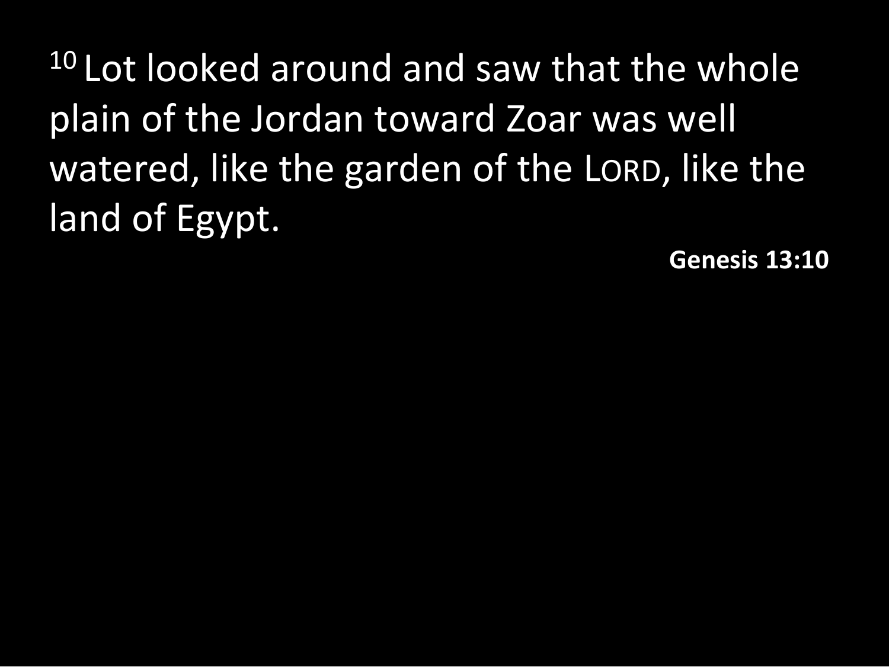[10] Lot looked around and saw that the whole plain of the Jordan toward Zoar was well watered, like the garden of the LORD, like the land of Egypt.

**Genesis 13:10**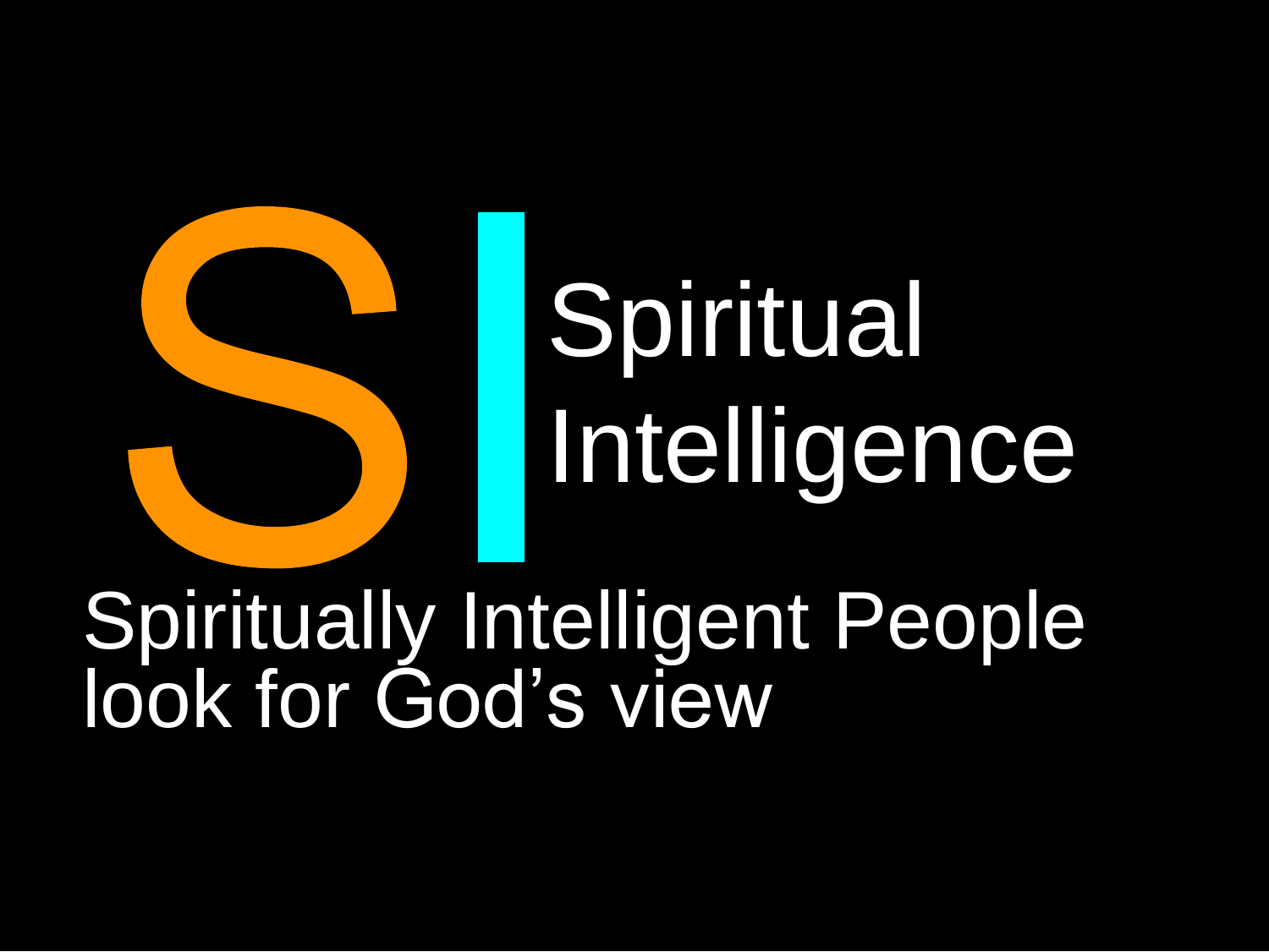# S | Spiritual Intelligence

Spiritually Intelligent People look for God's view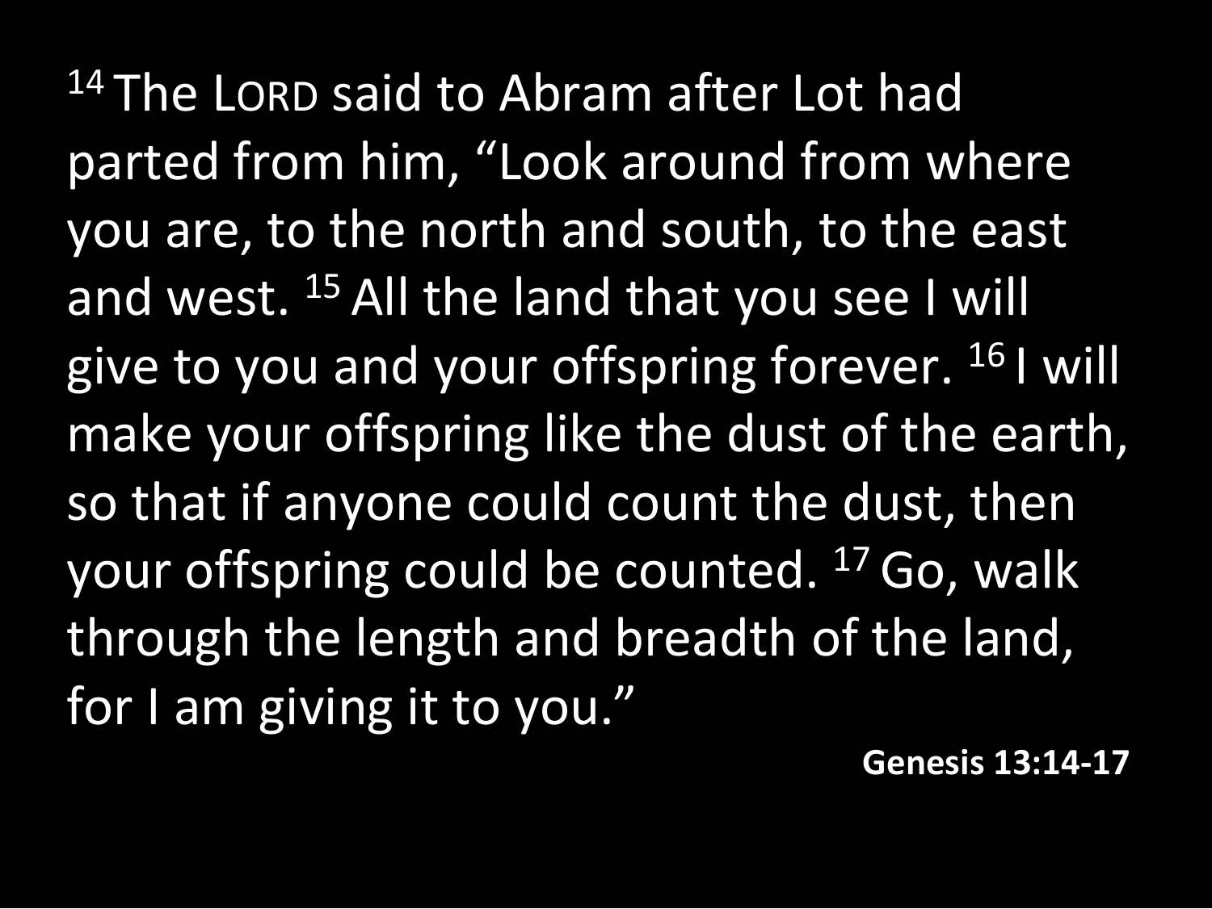[14] The LORD said to Abram after Lot had parted from him, "Look around from where you are, to the north and south, to the east and west. [15] All the land that you see I will give to you and your offspring forever. [16] I will make your offspring like the dust of the earth, so that if anyone could count the dust, then your offspring could be counted. [17] Go, walk through the length and breadth of the land, for I am giving it to you."

**Genesis 13:14-17**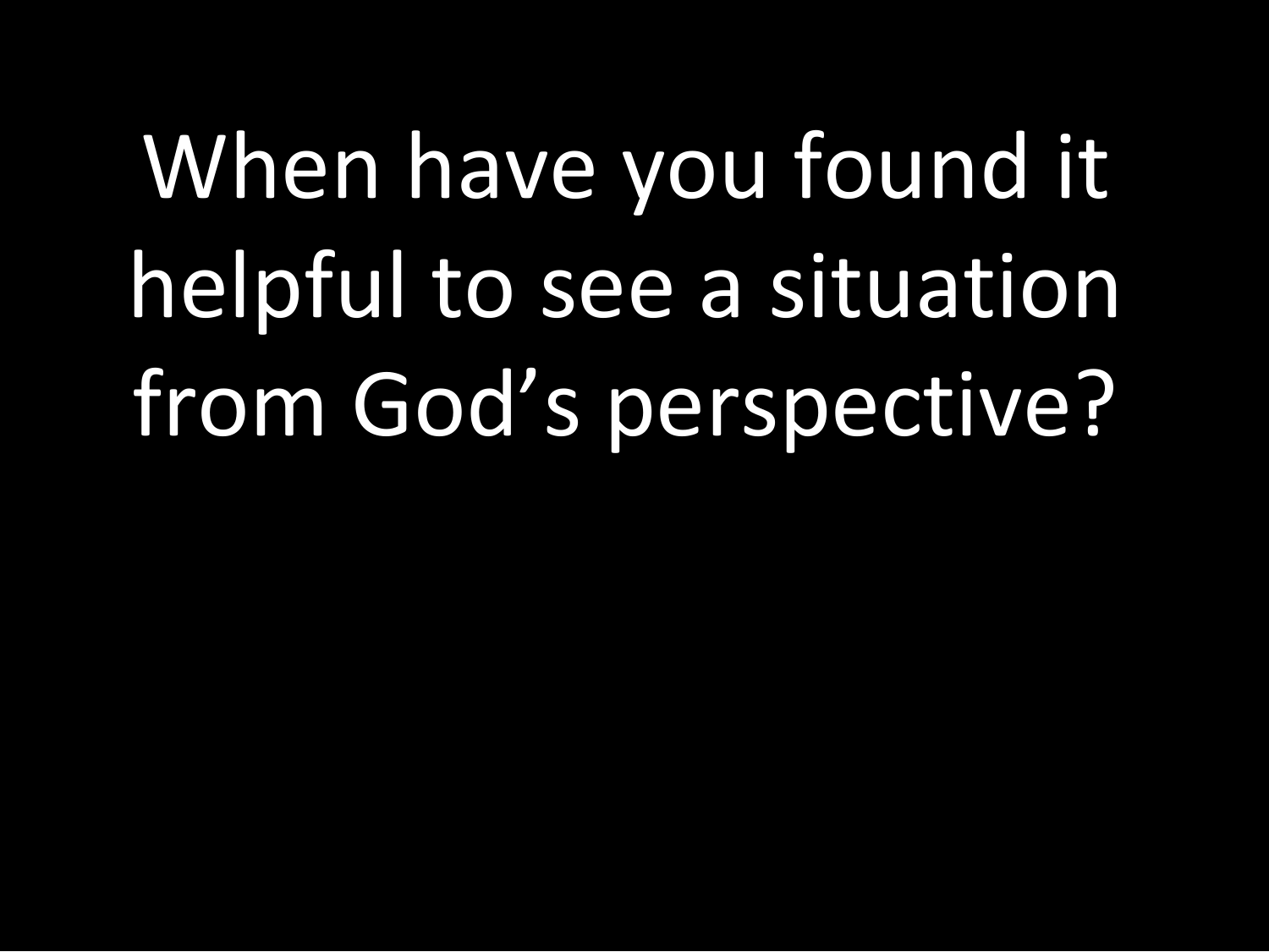When have you found it helpful to see a situation from God’s perspective?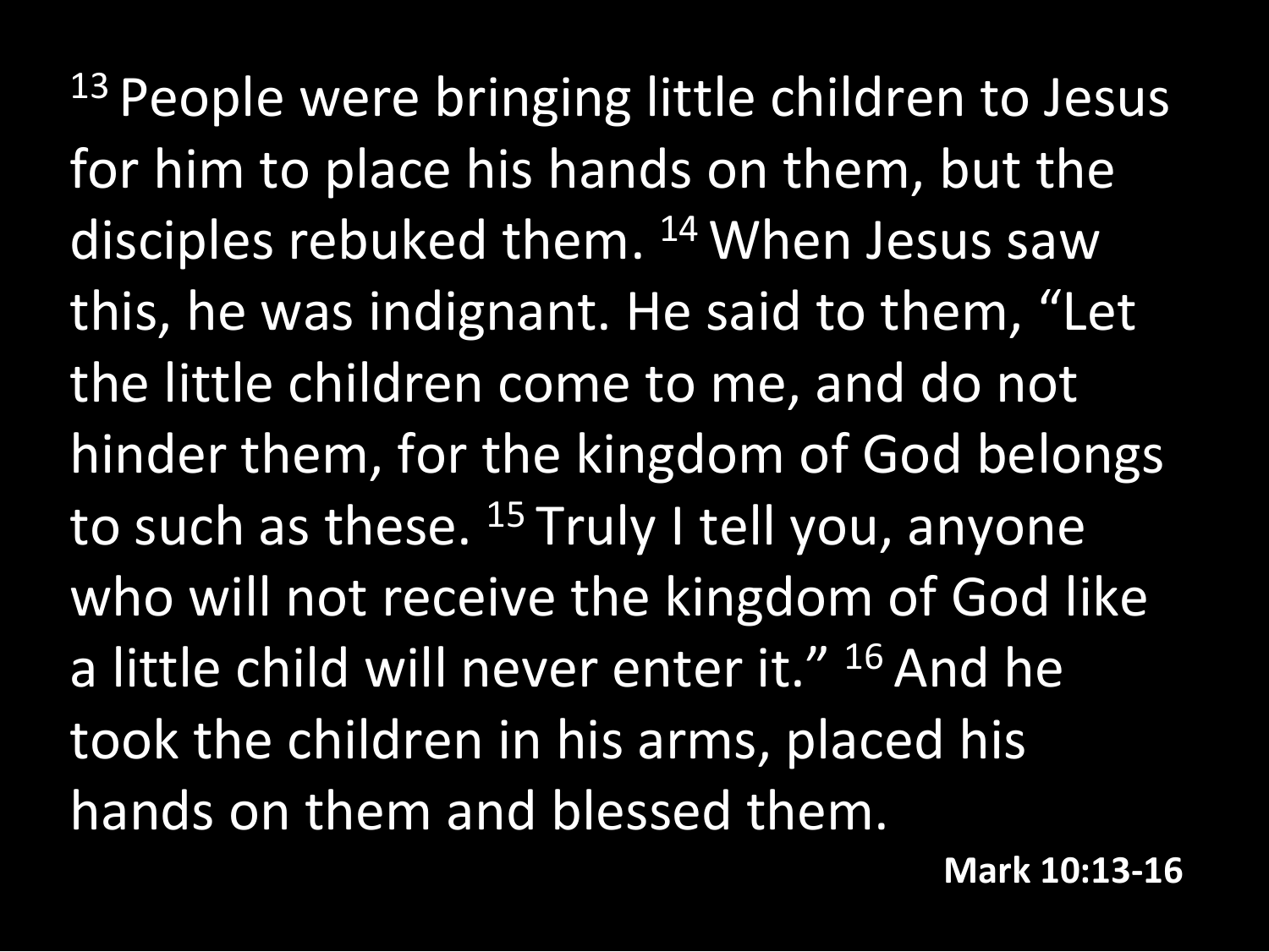[13] People were bringing little children to Jesus for him to place his hands on them, but the disciples rebuked them. [14] When Jesus saw this, he was indignant. He said to them, “Let the little children come to me, and do not hinder them, for the kingdom of God belongs to such as these. [15] Truly I tell you, anyone who will not receive the kingdom of God like a little child will never enter it.” [16] And he took the children in his arms, placed his hands on them and blessed them.

**Mark 10:13-16**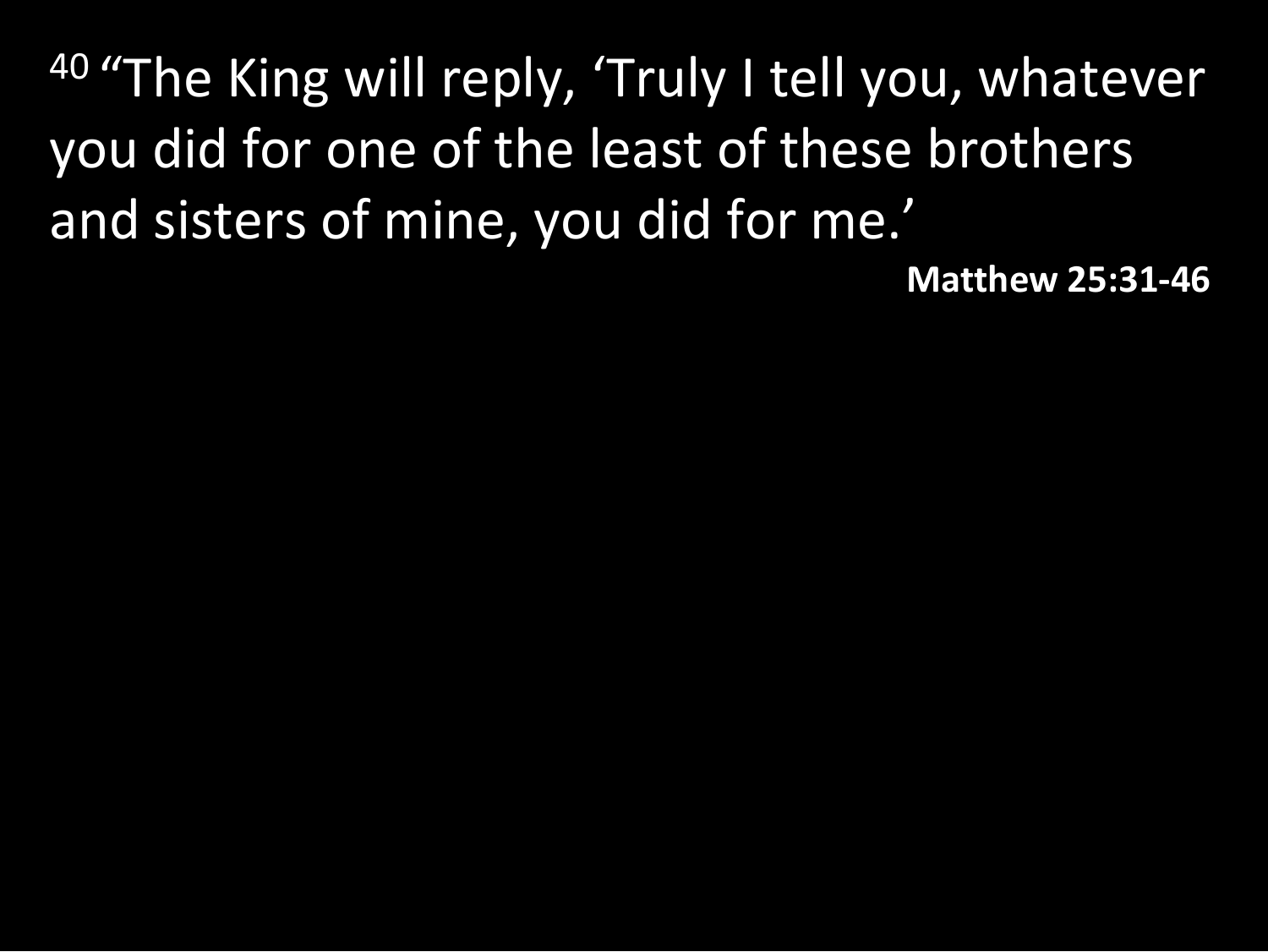[40] "The King will reply, 'Truly I tell you, whatever you did for one of the least of these brothers and sisters of mine, you did for me.'

**Matthew 25:31-46**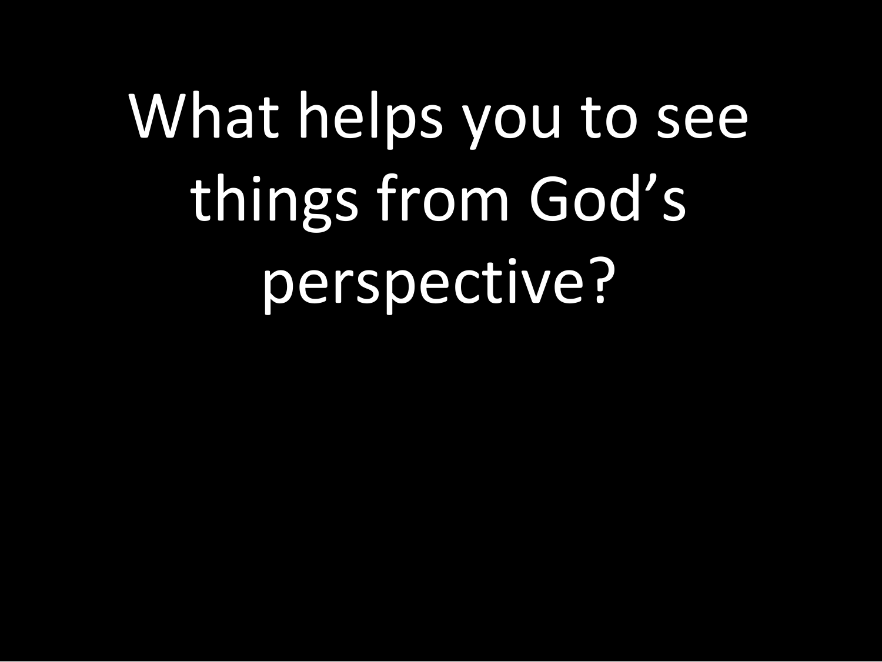# What helps you to see things from God's perspective?